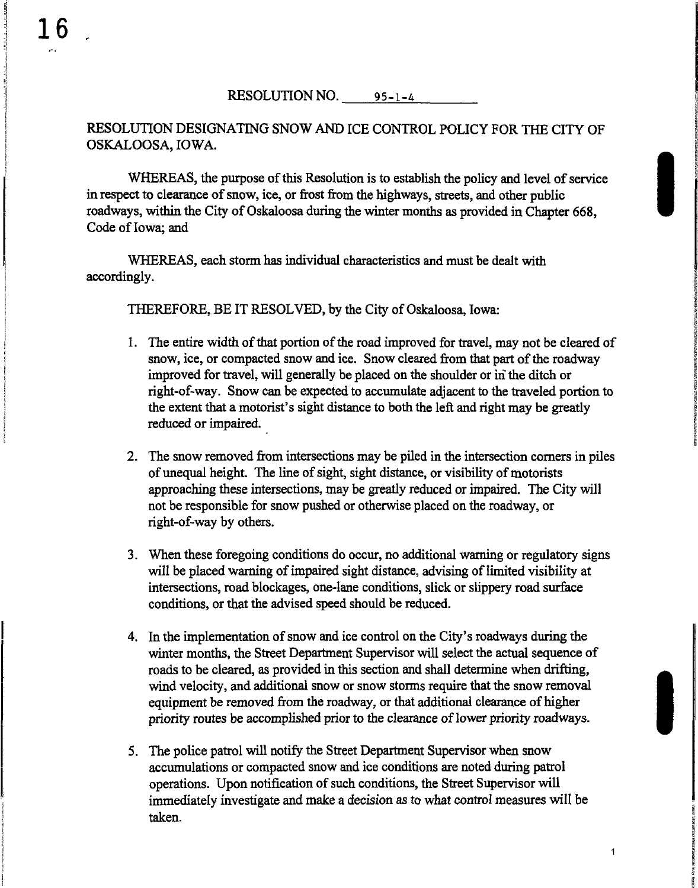RESOLUTION NO. 95-1-4

RESOLUTION DESIGNATING SNOW AND ICE CONTROL POLICY FOR THE CITY OF OSKALOOSA, IOWA.

WHEREAS, the purpose of this Resolution is to establish the policy and level of service in respect to clearance of snow, ice, or frost from the highways, streets, and other public roadways, within the City of Oskaloosa during the winter months as provided in Chapter 668, Code of Iowa; and

WHEREAS, each storm has individual characteristics and must be dealt with accordingly.

THEREFORE, BE IT RESOLVED, by the City of Oskaloosa, Iowa:

1. The entire width of that portion of the road improved for travel, may not be cleared of snow, ice, or compacted snow and ice. Snow cleared from that part of the roadway improved for travel, will generally be placed on the shoulder or in the ditch or right-of-way. Snow can be expected to accumulate adjacent to the traveled portion to the extent that a motorist's sight distance to both the left and right may be greatly reduced or impaired.

2. The snow removed from intersections may be piled in the intersection corners in piles of unequal height. The line of sight, sight distance, or visibility of motorists approaching these intersections, may be greatly reduced or impaired. The City will not be responsible for snow pushed or otherwise placed on the roadway, or right-of-way by others.

3. When these foregoing conditions do occur, no additional warning or regulatory signs will be placed warning of impaired sight distance, advising of limited visibility at intersections, road blockages, one-lane conditions, slick or slippery road surface conditions, or that the advised speed should be reduced.

4. In the implementation of snow and ice control on the City's roadways during the winter months, the Street Department Supervisor will select the actual sequence of roads to be cleared, as provided in this section and shall determine when drifting, wind velocity, and additional snow or snow storms require that the snow removal equipment be removed from the roadway, or that additional clearance of higher priority routes be accomplished prior to the clearance of lower priority roadways.

5. The police patrol will notify the Street Department Supervisor when snow accumulations or compacted snow and ice conditions are noted during patrol operations. Upon notification of such conditions, the Street Supervisor will immediately investigate and make a decision as to what control measures will be taken.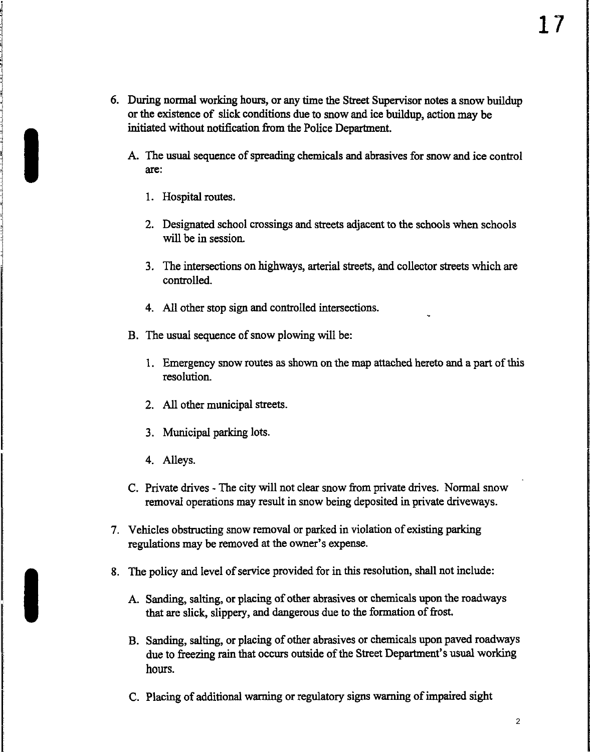6. During normal working hours, or any time the Street Supervisor notes a snow buildup or the existence of slick conditions due to snow and ice buildup, action may be initiated without notification from the Police Department.

   A. The usual sequence of spreading chemicals and abrasives for snow and ice control are:

      1. Hospital routes.

      2. Designated school crossings and streets adjacent to the schools when schools will be in session.

      3. The intersections on highways, arterial streets, and collector streets which are controlled.

      4. All other stop sign and controlled intersections.

   B. The usual sequence of snow plowing will be:

      1. Emergency snow routes as shown on the map attached hereto and a part of this resolution.

      2. All other municipal streets.

      3. Municipal parking lots.

      4. Alleys.

   C. Private drives - The city will not clear snow from private drives. Normal snow removal operations may result in snow being deposited in private driveways.

7. Vehicles obstructing snow removal or parked in violation of existing parking regulations may be removed at the owner's expense.

8. The policy and level of service provided for in this resolution, shall not include:

   A. Sanding, salting, or placing of other abrasives or chemicals upon the roadways that are slick, slippery, and dangerous due to the formation of frost.

   B. Sanding, salting, or placing of other abrasives or chemicals upon paved roadways due to freezing rain that occurs outside of the Street Department's usual working hours.

   C. Placing of additional warning or regulatory signs warning of impaired sight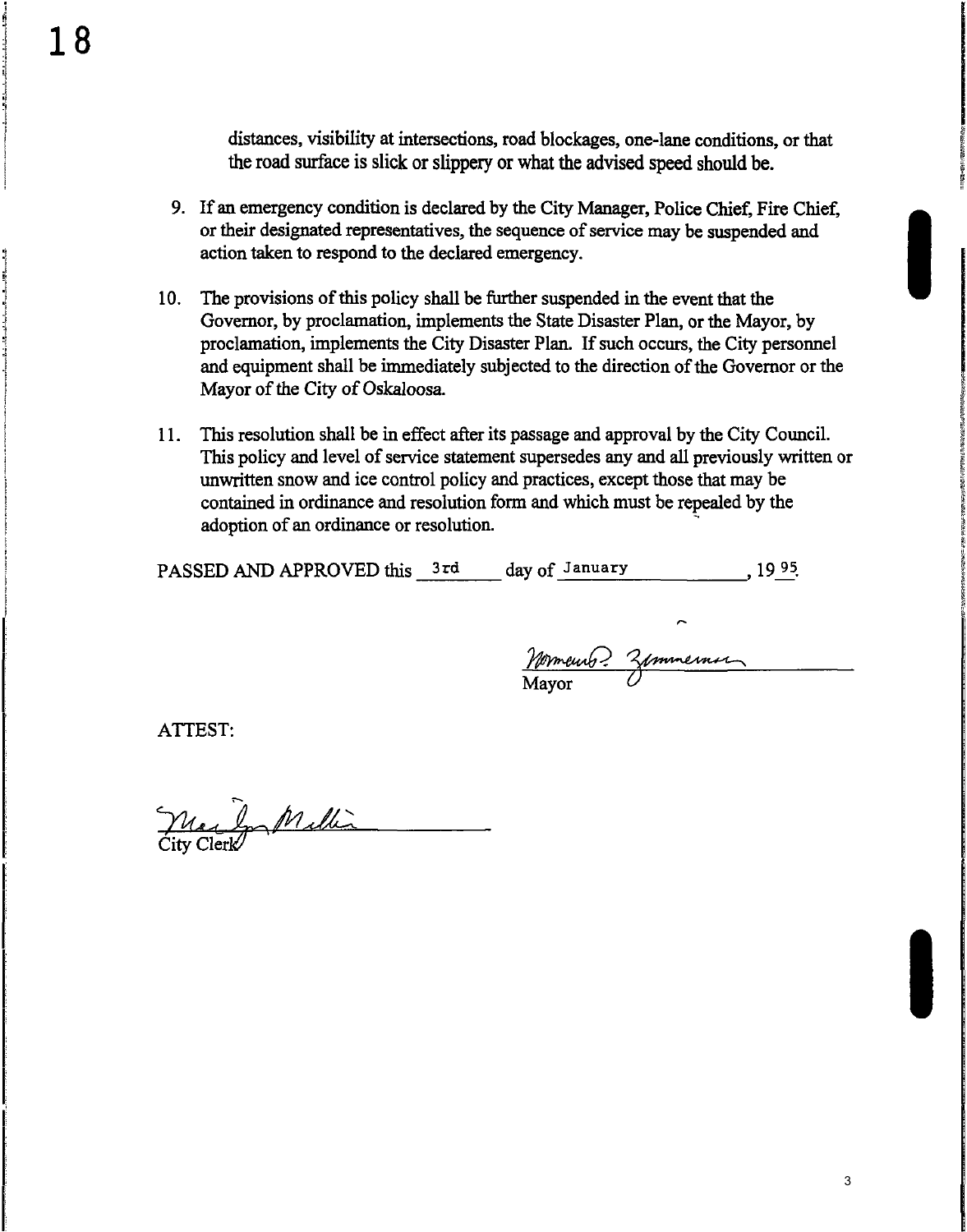distances, visibility at intersections, road blockages, one-lane conditions, or that the road surface is slick or slippery or what the advised speed should be.

9. If an emergency condition is declared by the City Manager, Police Chief, Fire Chief, or their designated representatives, the sequence of service may be suspended and action taken to respond to the declared emergency.

10. The provisions of this policy shall be further suspended in the event that the Governor, by proclamation, implements the State Disaster Plan, or the Mayor, by proclamation, implements the City Disaster Plan. If such occurs, the City personnel and equipment shall be immediately subjected to the direction of the Governor or the Mayor of the City of Oskaloosa.

11. This resolution shall be in effect after its passage and approval by the City Council. This policy and level of service statement supersedes any and all previously written or unwritten snow and ice control policy and practices, except those that may be contained in ordinance and resolution form and which must be repealed by the adoption of an ordinance or resolution.

PASSED AND APPROVED this 3rd day of January, 1995.

Mayor

ATTEST:

City Clerk